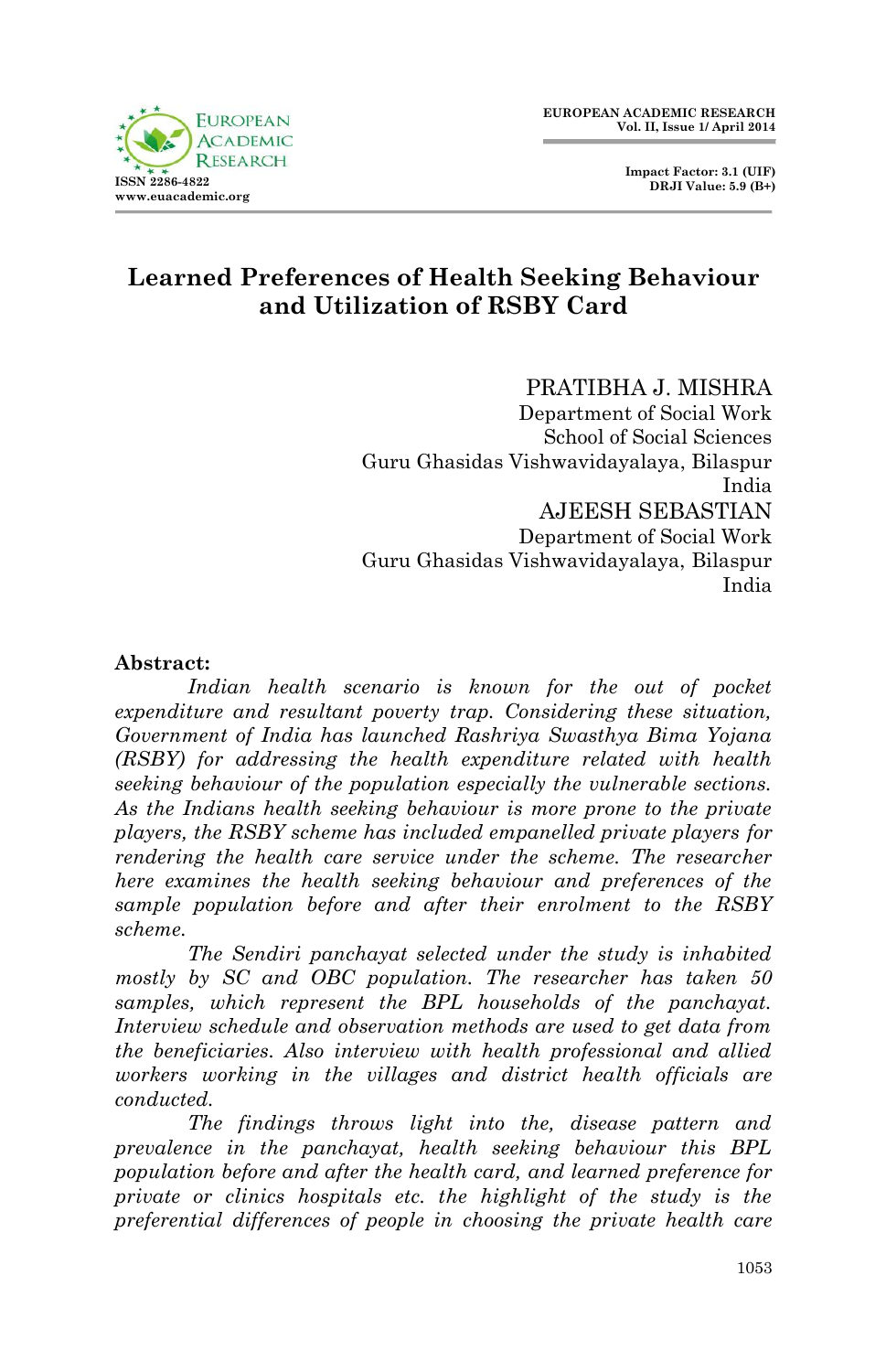# Learned Preferences of Health Seeking Behaviour and Utilization of RSBY Card

PRATIBHA J. MISHRA
Department of Social Work
School of Social Sciences
Guru Ghasidas Vishwavidayalaya, Bilaspur
India

AJEESH SEBASTIAN
Department of Social Work
Guru Ghasidas Vishwavidayalaya, Bilaspur
India

**Abstract:**

*Indian health scenario is known for the out of pocket expenditure and resultant poverty trap. Considering these situation, Government of India has launched Rashriya Swasthya Bima Yojana (RSBY) for addressing the health expenditure related with health seeking behaviour of the population especially the vulnerable sections. As the Indians health seeking behaviour is more prone to the private players, the RSBY scheme has included empanelled private players for rendering the health care service under the scheme. The researcher here examines the health seeking behaviour and preferences of the sample population before and after their enrolment to the RSBY scheme.*

*The Sendiri panchayat selected under the study is inhabited mostly by SC and OBC population. The researcher has taken 50 samples, which represent the BPL households of the panchayat. Interview schedule and observation methods are used to get data from the beneficiaries. Also interview with health professional and allied workers working in the villages and district health officials are conducted.*

*The findings throws light into the, disease pattern and prevalence in the panchayat, health seeking behaviour this BPL population before and after the health card, and learned preference for private or clinics hospitals etc. the highlight of the study is the preferential differences of people in choosing the private health care*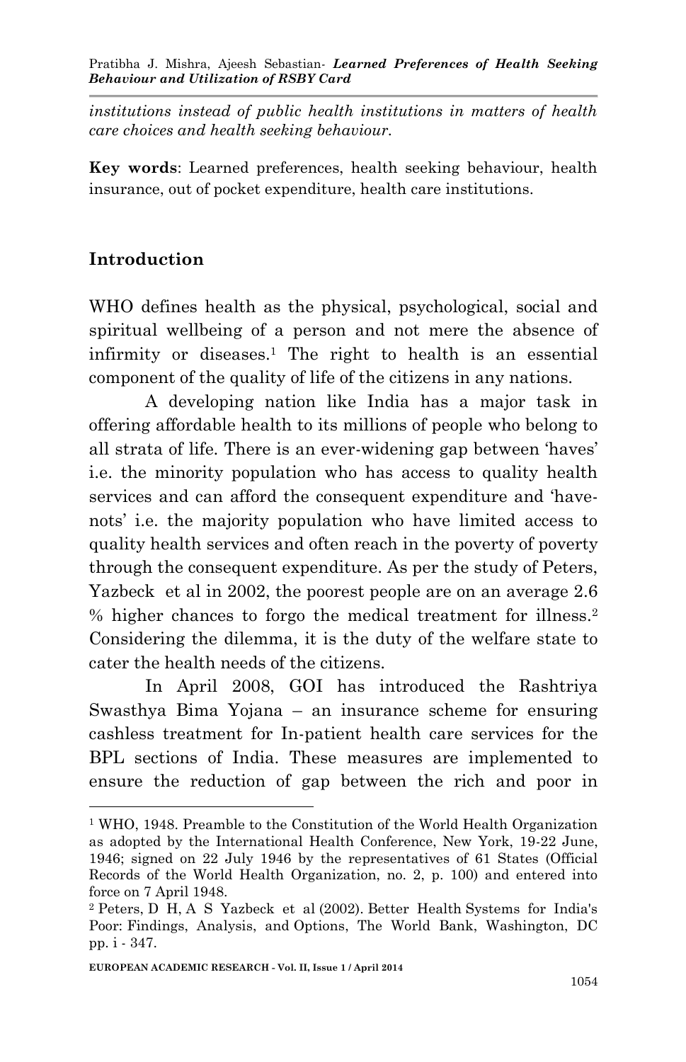*institutions instead of public health institutions in matters of health care choices and health seeking behaviour.*

**Key words**: Learned preferences, health seeking behaviour, health insurance, out of pocket expenditure, health care institutions.

## Introduction

WHO defines health as the physical, psychological, social and spiritual wellbeing of a person and not mere the absence of infirmity or diseases.[1] The right to health is an essential component of the quality of life of the citizens in any nations.

A developing nation like India has a major task in offering affordable health to its millions of people who belong to all strata of life. There is an ever-widening gap between 'haves' i.e. the minority population who has access to quality health services and can afford the consequent expenditure and 'have-nots' i.e. the majority population who have limited access to quality health services and often reach in the poverty of poverty through the consequent expenditure. As per the study of Peters, Yazbeck et al in 2002, the poorest people are on an average 2.6 % higher chances to forgo the medical treatment for illness.[2] Considering the dilemma, it is the duty of the welfare state to cater the health needs of the citizens.

In April 2008, GOI has introduced the Rashtriya Swasthya Bima Yojana – an insurance scheme for ensuring cashless treatment for In-patient health care services for the BPL sections of India. These measures are implemented to ensure the reduction of gap between the rich and poor in

---

[1] WHO, 1948. Preamble to the Constitution of the World Health Organization as adopted by the International Health Conference, New York, 19-22 June, 1946; signed on 22 July 1946 by the representatives of 61 States (Official Records of the World Health Organization, no. 2, p. 100) and entered into force on 7 April 1948.

[2] Peters, D H, A S Yazbeck et al (2002). Better Health Systems for India's Poor: Findings, Analysis, and Options, The World Bank, Washington, DC pp. i - 347.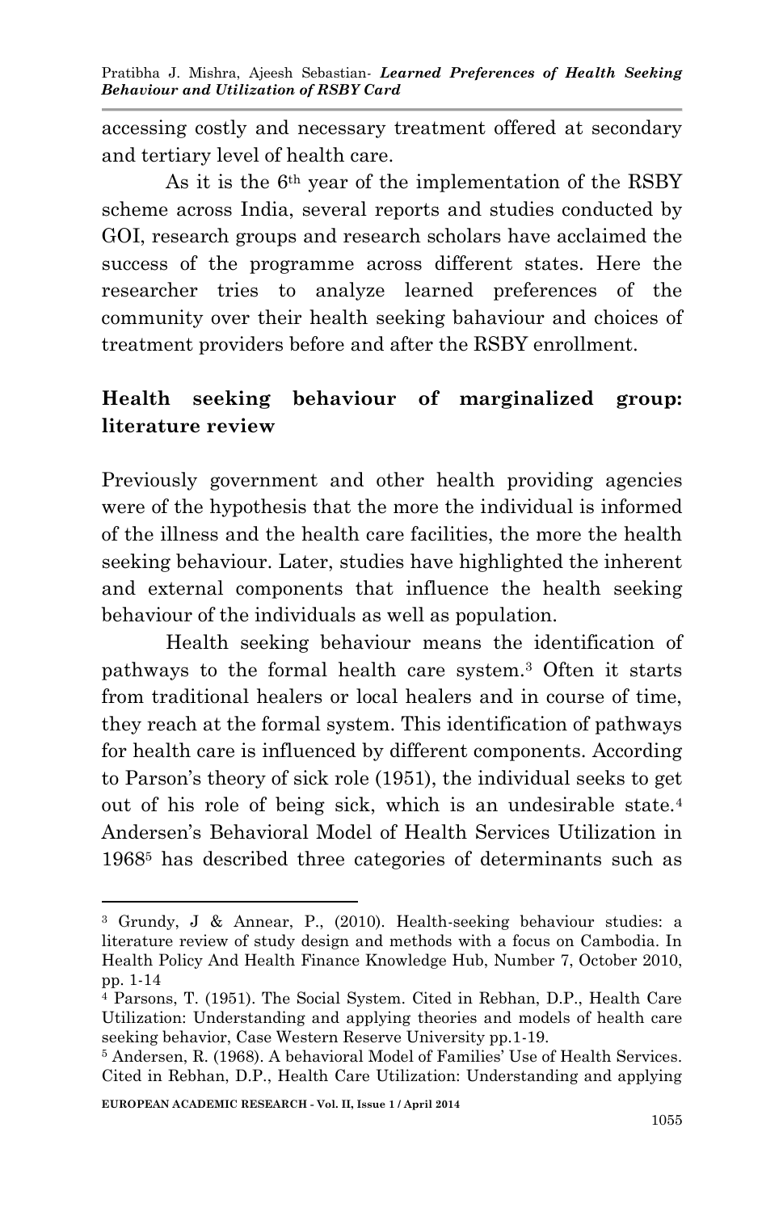accessing costly and necessary treatment offered at secondary and tertiary level of health care.

As it is the 6th year of the implementation of the RSBY scheme across India, several reports and studies conducted by GOI, research groups and research scholars have acclaimed the success of the programme across different states. Here the researcher tries to analyze learned preferences of the community over their health seeking bahaviour and choices of treatment providers before and after the RSBY enrollment.

## Health seeking behaviour of marginalized group: literature review

Previously government and other health providing agencies were of the hypothesis that the more the individual is informed of the illness and the health care facilities, the more the health seeking behaviour. Later, studies have highlighted the inherent and external components that influence the health seeking behaviour of the individuals as well as population.

Health seeking behaviour means the identification of pathways to the formal health care system.[3] Often it starts from traditional healers or local healers and in course of time, they reach at the formal system. This identification of pathways for health care is influenced by different components. According to Parson's theory of sick role (1951), the individual seeks to get out of his role of being sick, which is an undesirable state.[4] Andersen's Behavioral Model of Health Services Utilization in 1968[5] has described three categories of determinants such as

---

[3] Grundy, J & Annear, P., (2010). Health-seeking behaviour studies: a literature review of study design and methods with a focus on Cambodia. In Health Policy And Health Finance Knowledge Hub, Number 7, October 2010, pp. 1-14

[4] Parsons, T. (1951). The Social System. Cited in Rebhan, D.P., Health Care Utilization: Understanding and applying theories and models of health care seeking behavior, Case Western Reserve University pp.1-19.

[5] Andersen, R. (1968). A behavioral Model of Families' Use of Health Services. Cited in Rebhan, D.P., Health Care Utilization: Understanding and applying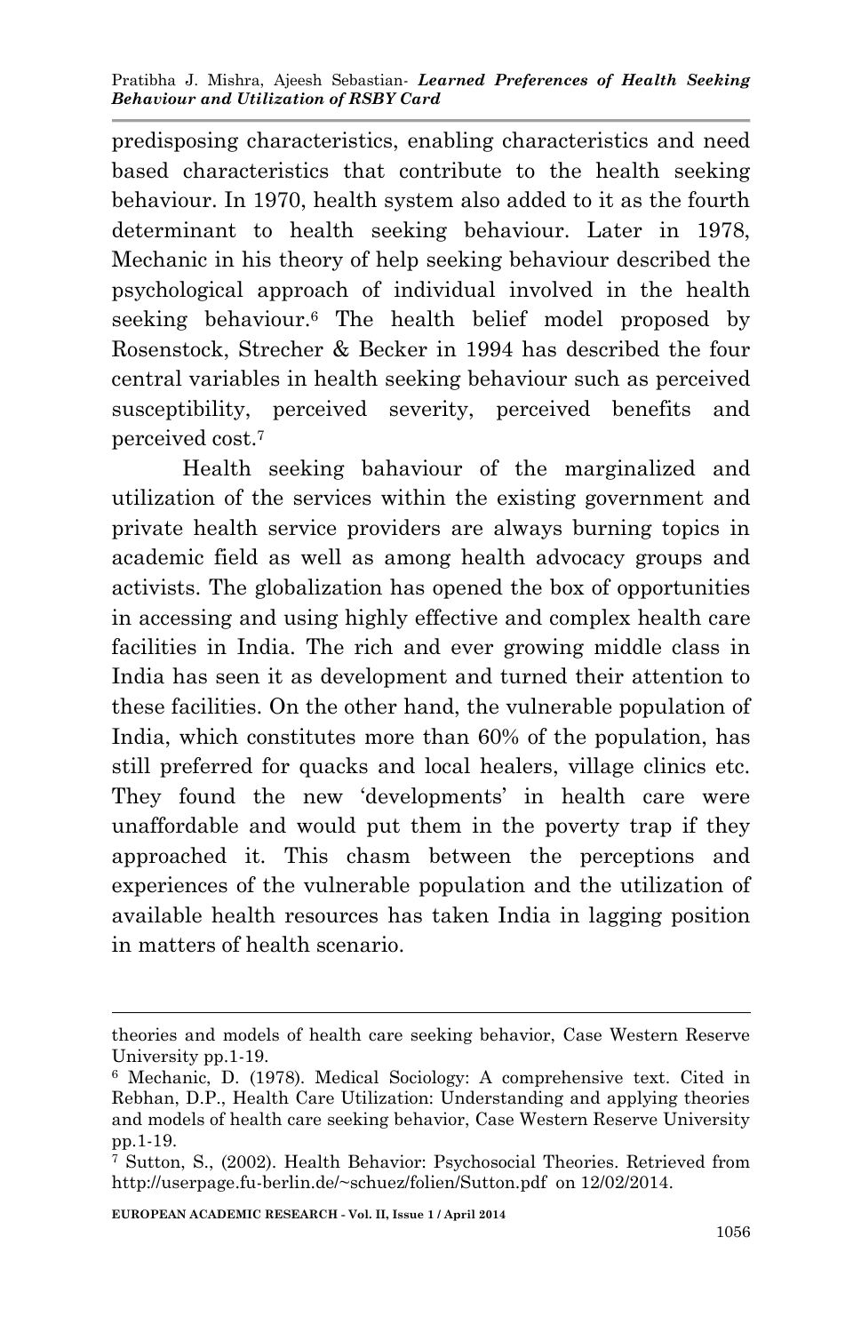predisposing characteristics, enabling characteristics and need based characteristics that contribute to the health seeking behaviour. In 1970, health system also added to it as the fourth determinant to health seeking behaviour. Later in 1978, Mechanic in his theory of help seeking behaviour described the psychological approach of individual involved in the health seeking behaviour.[6] The health belief model proposed by Rosenstock, Strecher & Becker in 1994 has described the four central variables in health seeking behaviour such as perceived susceptibility, perceived severity, perceived benefits and perceived cost.[7]

Health seeking bahaviour of the marginalized and utilization of the services within the existing government and private health service providers are always burning topics in academic field as well as among health advocacy groups and activists. The globalization has opened the box of opportunities in accessing and using highly effective and complex health care facilities in India. The rich and ever growing middle class in India has seen it as development and turned their attention to these facilities. On the other hand, the vulnerable population of India, which constitutes more than 60% of the population, has still preferred for quacks and local healers, village clinics etc. They found the new 'developments' in health care were unaffordable and would put them in the poverty trap if they approached it. This chasm between the perceptions and experiences of the vulnerable population and the utilization of available health resources has taken India in lagging position in matters of health scenario.

---

theories and models of health care seeking behavior, Case Western Reserve University pp.1-19.

[6] Mechanic, D. (1978). Medical Sociology: A comprehensive text. Cited in Rebhan, D.P., Health Care Utilization: Understanding and applying theories and models of health care seeking behavior, Case Western Reserve University pp.1-19.

[7] Sutton, S., (2002). Health Behavior: Psychosocial Theories. Retrieved from http://userpage.fu-berlin.de/~schuez/folien/Sutton.pdf on 12/02/2014.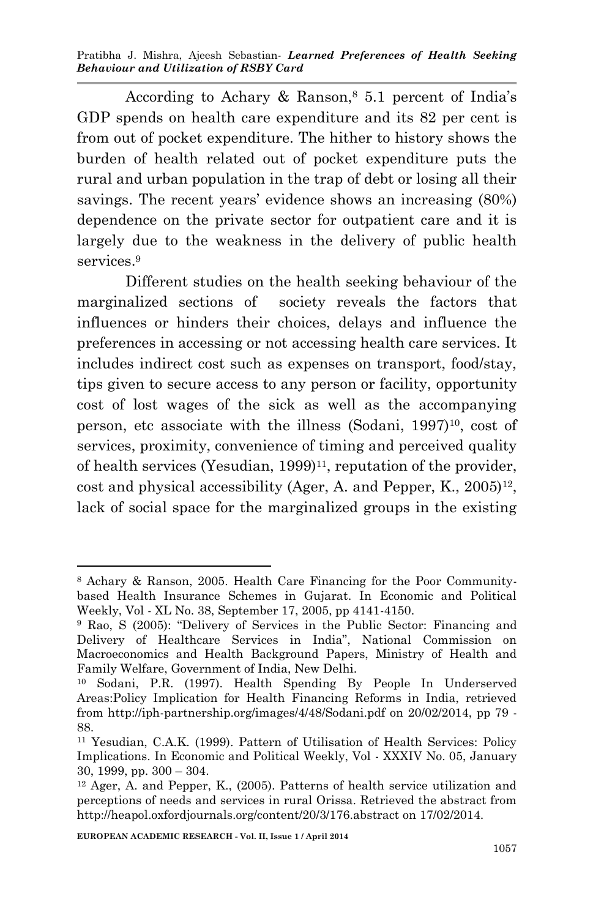According to Achary & Ranson,[8] 5.1 percent of India's GDP spends on health care expenditure and its 82 per cent is from out of pocket expenditure. The hither to history shows the burden of health related out of pocket expenditure puts the rural and urban population in the trap of debt or losing all their savings. The recent years' evidence shows an increasing (80%) dependence on the private sector for outpatient care and it is largely due to the weakness in the delivery of public health services.[9]

Different studies on the health seeking behaviour of the marginalized sections of society reveals the factors that influences or hinders their choices, delays and influence the preferences in accessing or not accessing health care services. It includes indirect cost such as expenses on transport, food/stay, tips given to secure access to any person or facility, opportunity cost of lost wages of the sick as well as the accompanying person, etc associate with the illness (Sodani, 1997)[10], cost of services, proximity, convenience of timing and perceived quality of health services (Yesudian, 1999)[11], reputation of the provider, cost and physical accessibility (Ager, A. and Pepper, K., 2005)[12], lack of social space for the marginalized groups in the existing

---

[8] Achary & Ranson, 2005. Health Care Financing for the Poor Community-based Health Insurance Schemes in Gujarat. In Economic and Political Weekly, Vol - XL No. 38, September 17, 2005, pp 4141-4150.

[9] Rao, S (2005): "Delivery of Services in the Public Sector: Financing and Delivery of Healthcare Services in India", National Commission on Macroeconomics and Health Background Papers, Ministry of Health and Family Welfare, Government of India, New Delhi.

[10] Sodani, P.R. (1997). Health Spending By People In Underserved Areas:Policy Implication for Health Financing Reforms in India, retrieved from http://iph-partnership.org/images/4/48/Sodani.pdf on 20/02/2014, pp 79 - 88.

[11] Yesudian, C.A.K. (1999). Pattern of Utilisation of Health Services: Policy Implications. In Economic and Political Weekly, Vol - XXXIV No. 05, January 30, 1999, pp. 300 – 304.

[12] Ager, A. and Pepper, K., (2005). Patterns of health service utilization and perceptions of needs and services in rural Orissa. Retrieved the abstract from http://heapol.oxfordjournals.org/content/20/3/176.abstract on 17/02/2014.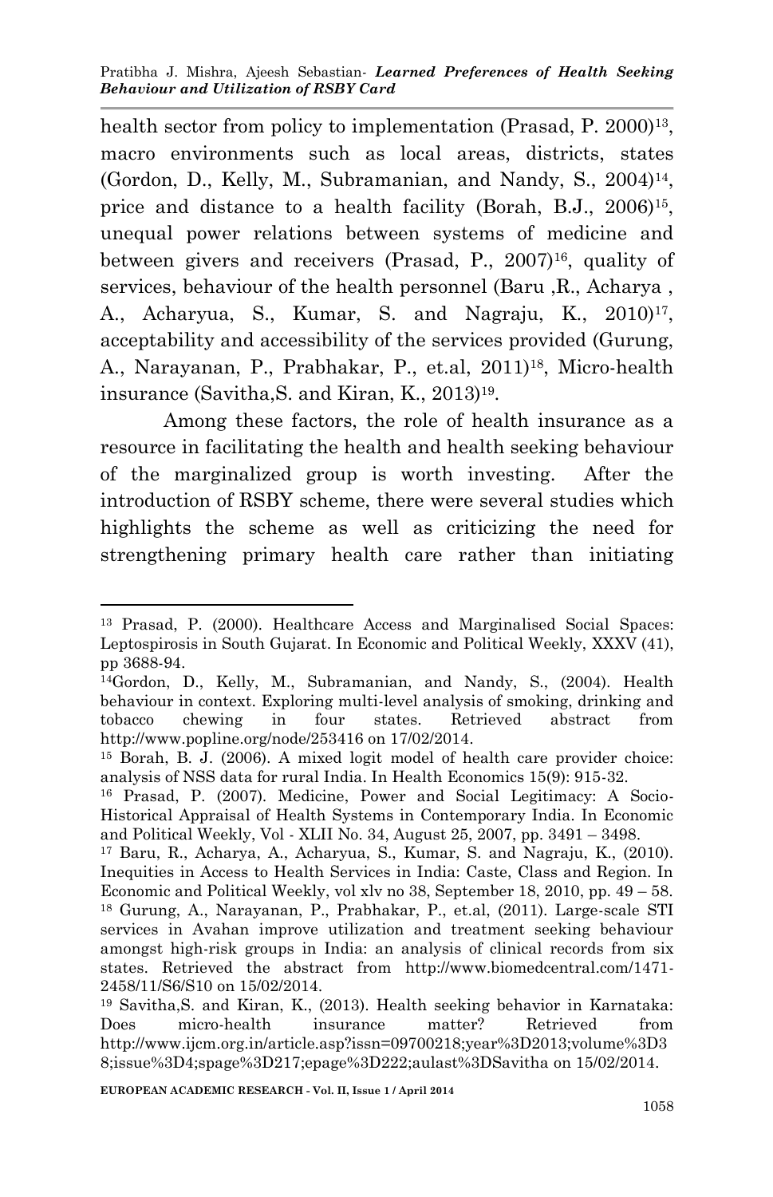health sector from policy to implementation (Prasad, P. 2000)[13], macro environments such as local areas, districts, states (Gordon, D., Kelly, M., Subramanian, and Nandy, S., 2004)[14], price and distance to a health facility (Borah, B.J., 2006)[15], unequal power relations between systems of medicine and between givers and receivers (Prasad, P., 2007)[16], quality of services, behaviour of the health personnel (Baru ,R., Acharya , A., Acharyua, S., Kumar, S. and Nagraju, K., 2010)[17], acceptability and accessibility of the services provided (Gurung, A., Narayanan, P., Prabhakar, P., et.al, 2011)[18], Micro-health insurance (Savitha,S. and Kiran, K., 2013)[19].

Among these factors, the role of health insurance as a resource in facilitating the health and health seeking behaviour of the marginalized group is worth investing. After the introduction of RSBY scheme, there were several studies which highlights the scheme as well as criticizing the need for strengthening primary health care rather than initiating

---

[13] Prasad, P. (2000). Healthcare Access and Marginalised Social Spaces: Leptospirosis in South Gujarat. In Economic and Political Weekly, XXXV (41), pp 3688-94.

[14] Gordon, D., Kelly, M., Subramanian, and Nandy, S., (2004). Health behaviour in context. Exploring multi-level analysis of smoking, drinking and tobacco chewing in four states. Retrieved abstract from http://www.popline.org/node/253416 on 17/02/2014.

[15] Borah, B. J. (2006). A mixed logit model of health care provider choice: analysis of NSS data for rural India. In Health Economics 15(9): 915-32.

[16] Prasad, P. (2007). Medicine, Power and Social Legitimacy: A Socio-Historical Appraisal of Health Systems in Contemporary India. In Economic and Political Weekly, Vol - XLII No. 34, August 25, 2007, pp. 3491 – 3498.

[17] Baru, R., Acharya, A., Acharyua, S., Kumar, S. and Nagraju, K., (2010). Inequities in Access to Health Services in India: Caste, Class and Region. In Economic and Political Weekly, vol xlv no 38, September 18, 2010, pp. 49 – 58.

[18] Gurung, A., Narayanan, P., Prabhakar, P., et.al, (2011). Large-scale STI services in Avahan improve utilization and treatment seeking behaviour amongst high-risk groups in India: an analysis of clinical records from six states. Retrieved the abstract from http://www.biomedcentral.com/1471-2458/11/S6/S10 on 15/02/2014.

[19] Savitha,S. and Kiran, K., (2013). Health seeking behavior in Karnataka: Does micro-health insurance matter? Retrieved from http://www.ijcm.org.in/article.asp?issn=09700218;year%3D2013;volume%3D38;issue%3D4;spage%3D217;epage%3D222;aulast%3DSavitha on 15/02/2014.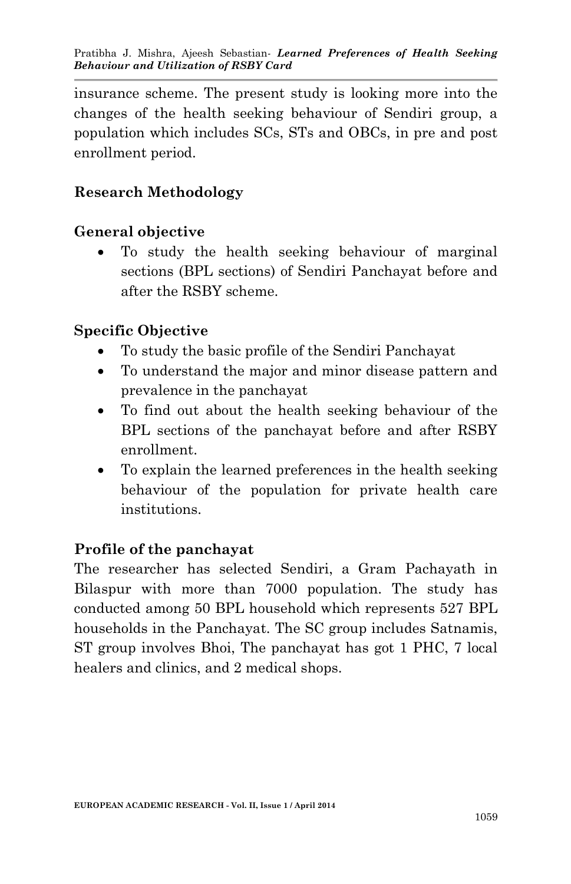insurance scheme. The present study is looking more into the changes of the health seeking behaviour of Sendiri group, a population which includes SCs, STs and OBCs, in pre and post enrollment period.

## Research Methodology

### General objective

- To study the health seeking behaviour of marginal sections (BPL sections) of Sendiri Panchayat before and after the RSBY scheme.

### Specific Objective

- To study the basic profile of the Sendiri Panchayat
- To understand the major and minor disease pattern and prevalence in the panchayat
- To find out about the health seeking behaviour of the BPL sections of the panchayat before and after RSBY enrollment.
- To explain the learned preferences in the health seeking behaviour of the population for private health care institutions.

### Profile of the panchayat

The researcher has selected Sendiri, a Gram Pachayath in Bilaspur with more than 7000 population. The study has conducted among 50 BPL household which represents 527 BPL households in the Panchayat. The SC group includes Satnamis, ST group involves Bhoi, The panchayat has got 1 PHC, 7 local healers and clinics, and 2 medical shops.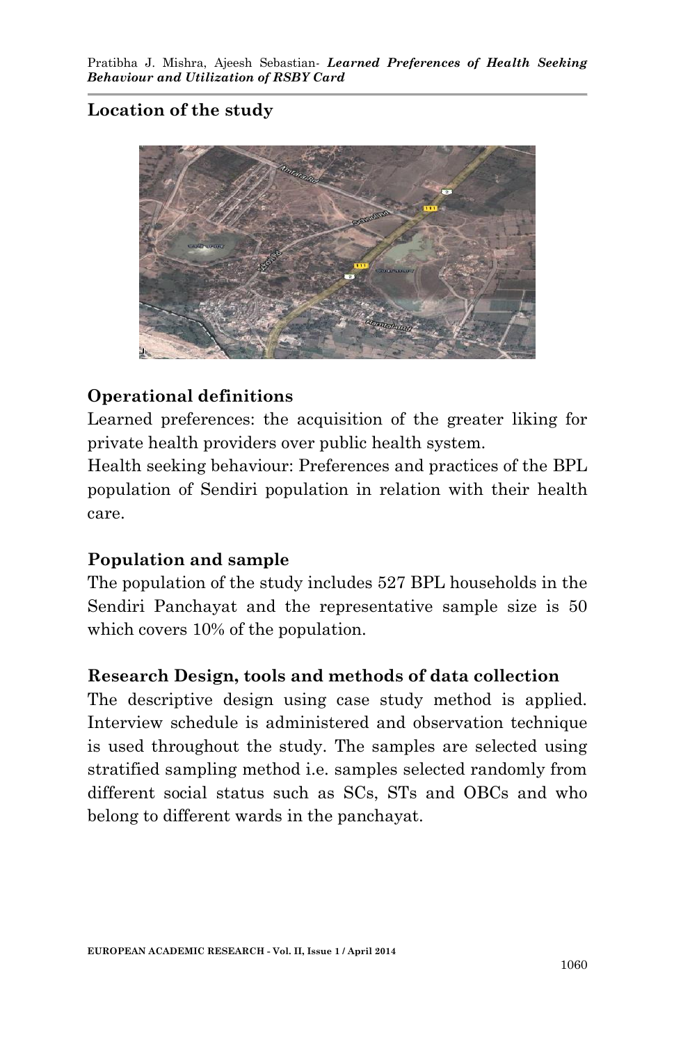## Location of the study

## Operational definitions

Learned preferences: the acquisition of the greater liking for private health providers over public health system.

Health seeking behaviour: Preferences and practices of the BPL population of Sendiri population in relation with their health care.

## Population and sample

The population of the study includes 527 BPL households in the Sendiri Panchayat and the representative sample size is 50 which covers 10% of the population.

## Research Design, tools and methods of data collection

The descriptive design using case study method is applied. Interview schedule is administered and observation technique is used throughout the study. The samples are selected using stratified sampling method i.e. samples selected randomly from different social status such as SCs, STs and OBCs and who belong to different wards in the panchayat.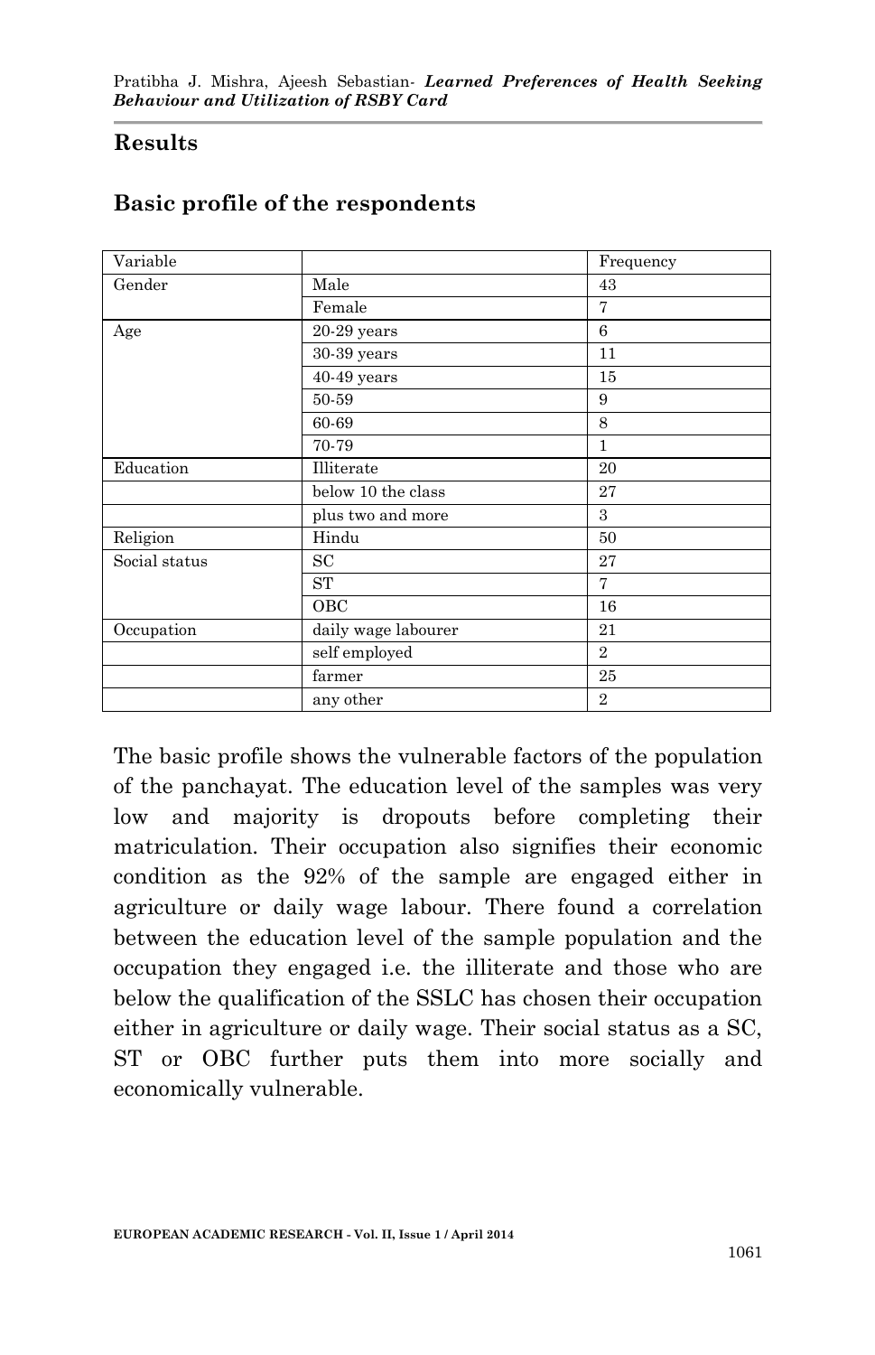## Results

### Basic profile of the respondents

| Variable | | Frequency |
|---|---|---|
| Gender | Male | 43 |
| | Female | 7 |
| Age | 20-29 years | 6 |
| | 30-39 years | 11 |
| | 40-49 years | 15 |
| | 50-59 | 9 |
| | 60-69 | 8 |
| | 70-79 | 1 |
| Education | Illiterate | 20 |
| | below 10 the class | 27 |
| | plus two and more | 3 |
| Religion | Hindu | 50 |
| Social status | SC | 27 |
| | ST | 7 |
| | OBC | 16 |
| Occupation | daily wage labourer | 21 |
| | self employed | 2 |
| | farmer | 25 |
| | any other | 2 |

The basic profile shows the vulnerable factors of the population of the panchayat. The education level of the samples was very low and majority is dropouts before completing their matriculation. Their occupation also signifies their economic condition as the 92% of the sample are engaged either in agriculture or daily wage labour. There found a correlation between the education level of the sample population and the occupation they engaged i.e. the illiterate and those who are below the qualification of the SSLC has chosen their occupation either in agriculture or daily wage. Their social status as a SC, ST or OBC further puts them into more socially and economically vulnerable.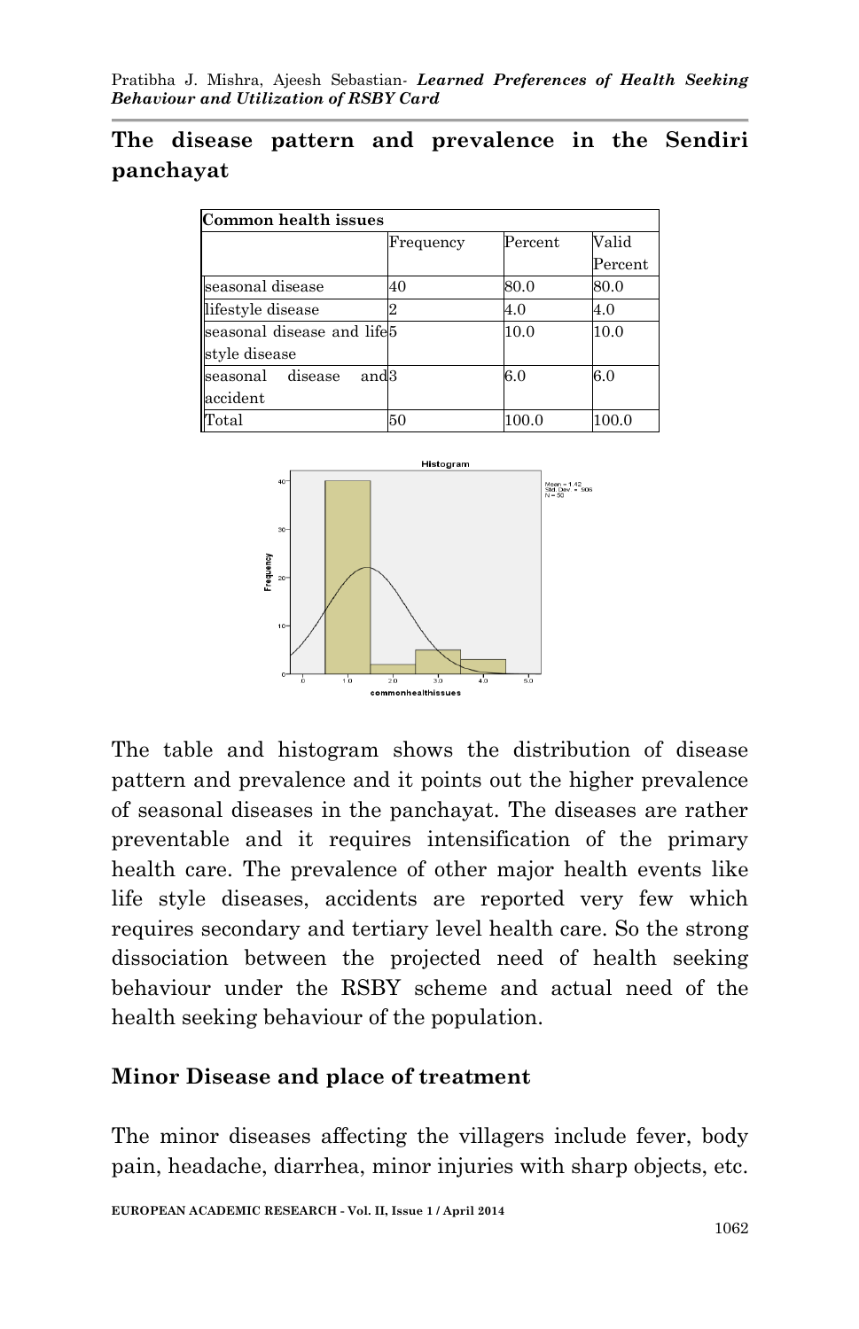## The disease pattern and prevalence in the Sendiri panchayat

| Common health issues | | | |
|---|---|---|---|
| | Frequency | Percent | Valid Percent |
| seasonal disease | 40 | 80.0 | 80.0 |
| lifestyle disease | 2 | 4.0 | 4.0 |
| seasonal disease and life style disease | 5 | 10.0 | 10.0 |
| seasonal disease and accident | 3 | 6.0 | 6.0 |
| Total | 50 | 100.0 | 100.0 |

The table and histogram shows the distribution of disease pattern and prevalence and it points out the higher prevalence of seasonal diseases in the panchayat. The diseases are rather preventable and it requires intensification of the primary health care. The prevalence of other major health events like life style diseases, accidents are reported very few which requires secondary and tertiary level health care. So the strong dissociation between the projected need of health seeking behaviour under the RSBY scheme and actual need of the health seeking behaviour of the population.

### Minor Disease and place of treatment

The minor diseases affecting the villagers include fever, body pain, headache, diarrhea, minor injuries with sharp objects, etc.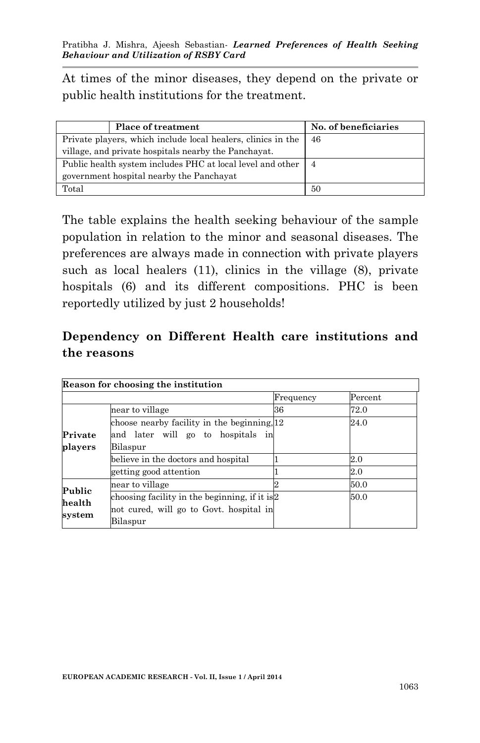At times of the minor diseases, they depend on the private or public health institutions for the treatment.

| Place of treatment | No. of beneficiaries |
| --- | --- |
| Private players, which include local healers, clinics in the village, and private hospitals nearby the Panchayat. | 46 |
| Public health system includes PHC at local level and other government hospital nearby the Panchayat | 4 |
| Total | 50 |

The table explains the health seeking behaviour of the sample population in relation to the minor and seasonal diseases. The preferences are always made in connection with private players such as local healers (11), clinics in the village (8), private hospitals (6) and its different compositions. PHC is been reportedly utilized by just 2 households!

## Dependency on Different Health care institutions and the reasons

| **Reason for choosing the institution** | | | |
| --- | --- | --- | --- |
| | | Frequency | Percent |
| **Private players** | near to village | 36 | 72.0 |
| | choose nearby facility in the beginning, and later will go to hospitals in Bilaspur | 12 | 24.0 |
| | believe in the doctors and hospital | 1 | 2.0 |
| | getting good attention | 1 | 2.0 |
| **Public health system** | near to village | 2 | 50.0 |
| | choosing facility in the beginning, if it is not cured, will go to Govt. hospital in Bilaspur | 2 | 50.0 |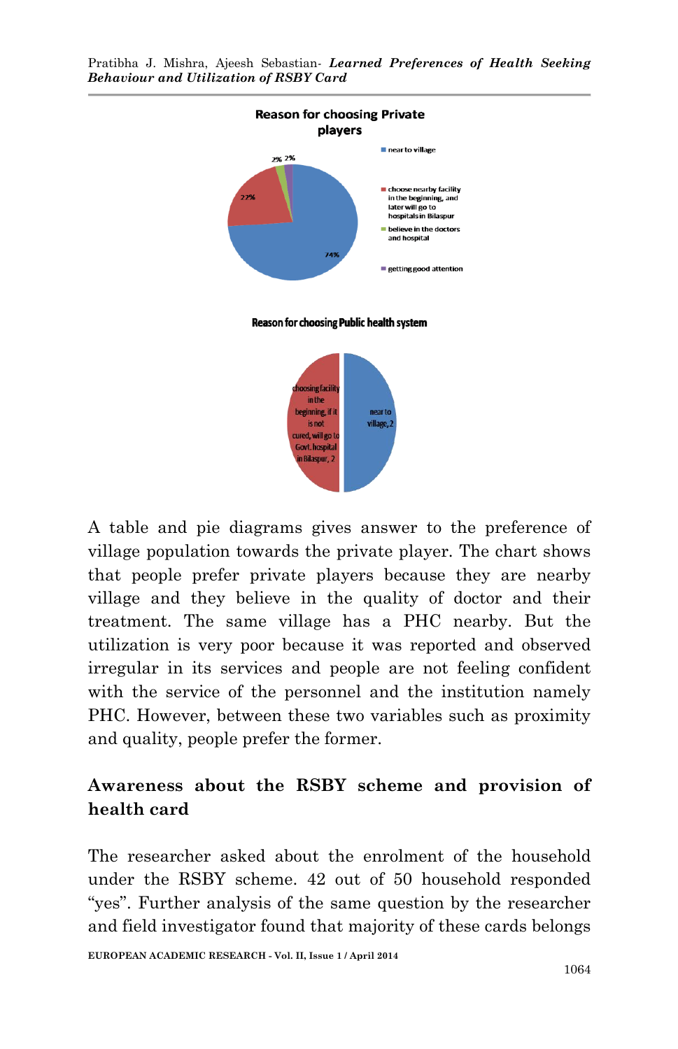**Reason for choosing Private players**

- near to village: 74%
- choose nearby facility in the beginning, and later will go to hospitals in Bilaspur: 22%
- believe in the doctors and hospital: 2%
- getting good attention: 2%

**Reason for choosing Public health system**

- choosing facility in the beginning, if it is not cured, will go to Govt. hospital in Bilaspur, 2
- near to village, 2

A table and pie diagrams gives answer to the preference of village population towards the private player. The chart shows that people prefer private players because they are nearby village and they believe in the quality of doctor and their treatment. The same village has a PHC nearby. But the utilization is very poor because it was reported and observed irregular in its services and people are not feeling confident with the service of the personnel and the institution namely PHC. However, between these two variables such as proximity and quality, people prefer the former.

## Awareness about the RSBY scheme and provision of health card

The researcher asked about the enrolment of the household under the RSBY scheme. 42 out of 50 household responded "yes". Further analysis of the same question by the researcher and field investigator found that majority of these cards belongs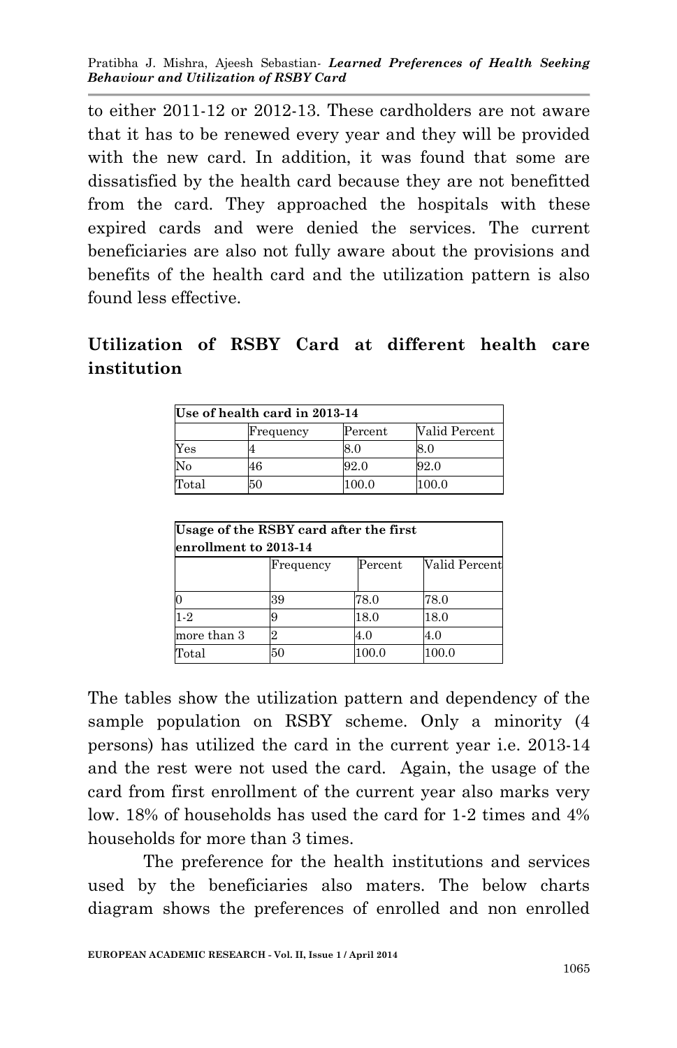to either 2011-12 or 2012-13. These cardholders are not aware that it has to be renewed every year and they will be provided with the new card. In addition, it was found that some are dissatisfied by the health card because they are not benefitted from the card. They approached the hospitals with these expired cards and were denied the services. The current beneficiaries are also not fully aware about the provisions and benefits of the health card and the utilization pattern is also found less effective.

## Utilization of RSBY Card at different health care institution

| **Use of health card in 2013-14** | | | |
|---|---|---|---|
| | Frequency | Percent | Valid Percent |
| Yes | 4 | 8.0 | 8.0 |
| No | 46 | 92.0 | 92.0 |
| Total | 50 | 100.0 | 100.0 |

| **Usage of the RSBY card after the first enrollment to 2013-14** | | | |
|---|---|---|---|
| | Frequency | Percent | Valid Percent |
| 0 | 39 | 78.0 | 78.0 |
| 1-2 | 9 | 18.0 | 18.0 |
| more than 3 | 2 | 4.0 | 4.0 |
| Total | 50 | 100.0 | 100.0 |

The tables show the utilization pattern and dependency of the sample population on RSBY scheme. Only a minority (4 persons) has utilized the card in the current year i.e. 2013-14 and the rest were not used the card. Again, the usage of the card from first enrollment of the current year also marks very low. 18% of households has used the card for 1-2 times and 4% households for more than 3 times.

The preference for the health institutions and services used by the beneficiaries also maters. The below charts diagram shows the preferences of enrolled and non enrolled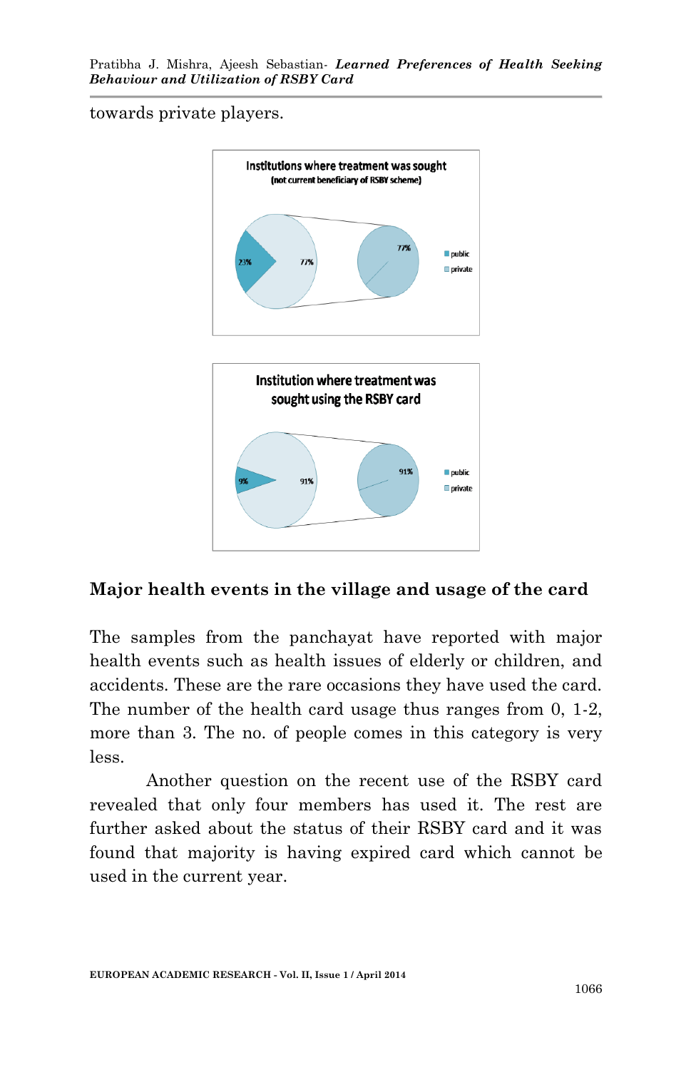towards private players.

Institutions where treatment was sought
(not current beneficiary of RSBY scheme)

23% 77% 77%

public
private

Institution where treatment was sought using the RSBY card

9% 91% 91%

public
private

## Major health events in the village and usage of the card

The samples from the panchayat have reported with major health events such as health issues of elderly or children, and accidents. These are the rare occasions they have used the card. The number of the health card usage thus ranges from 0, 1-2, more than 3. The no. of people comes in this category is very less.

Another question on the recent use of the RSBY card revealed that only four members has used it. The rest are further asked about the status of their RSBY card and it was found that majority is having expired card which cannot be used in the current year.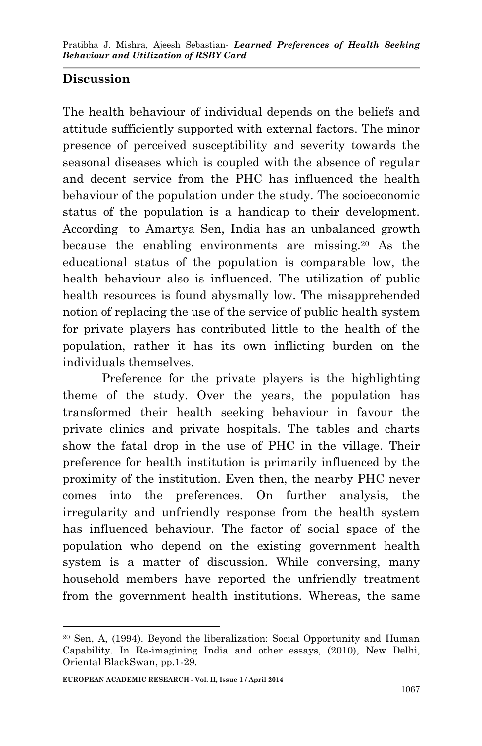## Discussion

The health behaviour of individual depends on the beliefs and attitude sufficiently supported with external factors. The minor presence of perceived susceptibility and severity towards the seasonal diseases which is coupled with the absence of regular and decent service from the PHC has influenced the health behaviour of the population under the study. The socioeconomic status of the population is a handicap to their development. According to Amartya Sen, India has an unbalanced growth because the enabling environments are missing.[20] As the educational status of the population is comparable low, the health behaviour also is influenced. The utilization of public health resources is found abysmally low. The misapprehended notion of replacing the use of the service of public health system for private players has contributed little to the health of the population, rather it has its own inflicting burden on the individuals themselves.

Preference for the private players is the highlighting theme of the study. Over the years, the population has transformed their health seeking behaviour in favour the private clinics and private hospitals. The tables and charts show the fatal drop in the use of PHC in the village. Their preference for health institution is primarily influenced by the proximity of the institution. Even then, the nearby PHC never comes into the preferences. On further analysis, the irregularity and unfriendly response from the health system has influenced behaviour. The factor of social space of the population who depend on the existing government health system is a matter of discussion. While conversing, many household members have reported the unfriendly treatment from the government health institutions. Whereas, the same

---

[20] Sen, A, (1994). Beyond the liberalization: Social Opportunity and Human Capability. In Re-imagining India and other essays, (2010), New Delhi, Oriental BlackSwan, pp.1-29.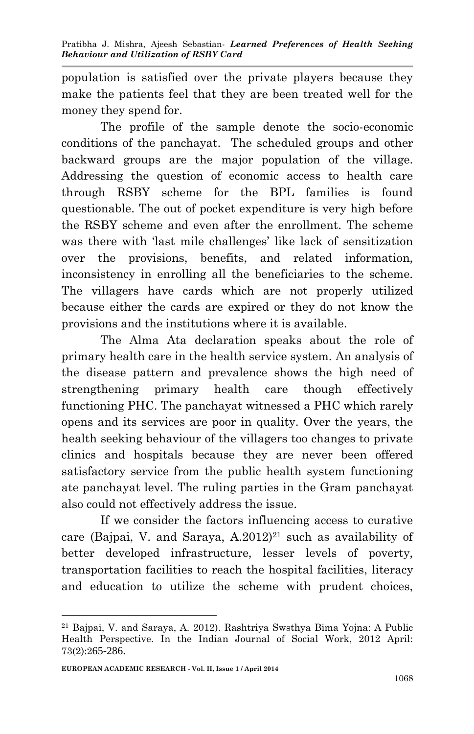population is satisfied over the private players because they make the patients feel that they are been treated well for the money they spend for.

The profile of the sample denote the socio-economic conditions of the panchayat. The scheduled groups and other backward groups are the major population of the village. Addressing the question of economic access to health care through RSBY scheme for the BPL families is found questionable. The out of pocket expenditure is very high before the RSBY scheme and even after the enrollment. The scheme was there with 'last mile challenges' like lack of sensitization over the provisions, benefits, and related information, inconsistency in enrolling all the beneficiaries to the scheme. The villagers have cards which are not properly utilized because either the cards are expired or they do not know the provisions and the institutions where it is available.

The Alma Ata declaration speaks about the role of primary health care in the health service system. An analysis of the disease pattern and prevalence shows the high need of strengthening primary health care though effectively functioning PHC. The panchayat witnessed a PHC which rarely opens and its services are poor in quality. Over the years, the health seeking behaviour of the villagers too changes to private clinics and hospitals because they are never been offered satisfactory service from the public health system functioning ate panchayat level. The ruling parties in the Gram panchayat also could not effectively address the issue.

If we consider the factors influencing access to curative care (Bajpai, V. and Saraya, A.2012)[21] such as availability of better developed infrastructure, lesser levels of poverty, transportation facilities to reach the hospital facilities, literacy and education to utilize the scheme with prudent choices,

---

[21] Bajpai, V. and Saraya, A. 2012). Rashtriya Swsthya Bima Yojna: A Public Health Perspective. In the Indian Journal of Social Work, 2012 April: 73(2):265-286.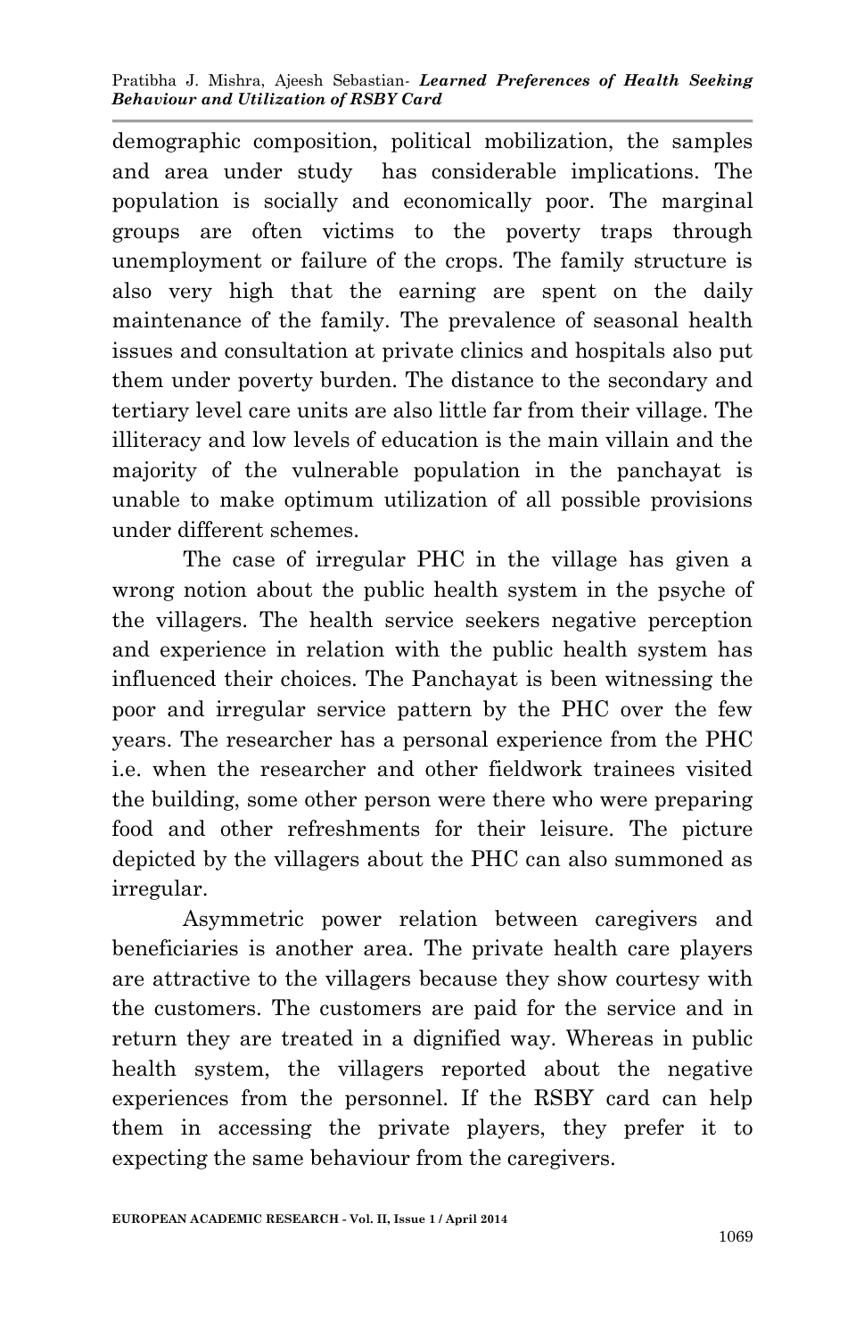demographic composition, political mobilization, the samples and area under study  has considerable implications. The population is socially and economically poor. The marginal groups are often victims to the poverty traps through unemployment or failure of the crops. The family structure is also very high that the earning are spent on the daily maintenance of the family. The prevalence of seasonal health issues and consultation at private clinics and hospitals also put them under poverty burden. The distance to the secondary and tertiary level care units are also little far from their village. The illiteracy and low levels of education is the main villain and the majority of the vulnerable population in the panchayat is unable to make optimum utilization of all possible provisions under different schemes.

The case of irregular PHC in the village has given a wrong notion about the public health system in the psyche of the villagers. The health service seekers negative perception and experience in relation with the public health system has influenced their choices. The Panchayat is been witnessing the poor and irregular service pattern by the PHC over the few years. The researcher has a personal experience from the PHC i.e. when the researcher and other fieldwork trainees visited the building, some other person were there who were preparing food and other refreshments for their leisure. The picture depicted by the villagers about the PHC can also summoned as irregular.

Asymmetric power relation between caregivers and beneficiaries is another area. The private health care players are attractive to the villagers because they show courtesy with the customers. The customers are paid for the service and in return they are treated in a dignified way. Whereas in public health system, the villagers reported about the negative experiences from the personnel. If the RSBY card can help them in accessing the private players, they prefer it to expecting the same behaviour from the caregivers.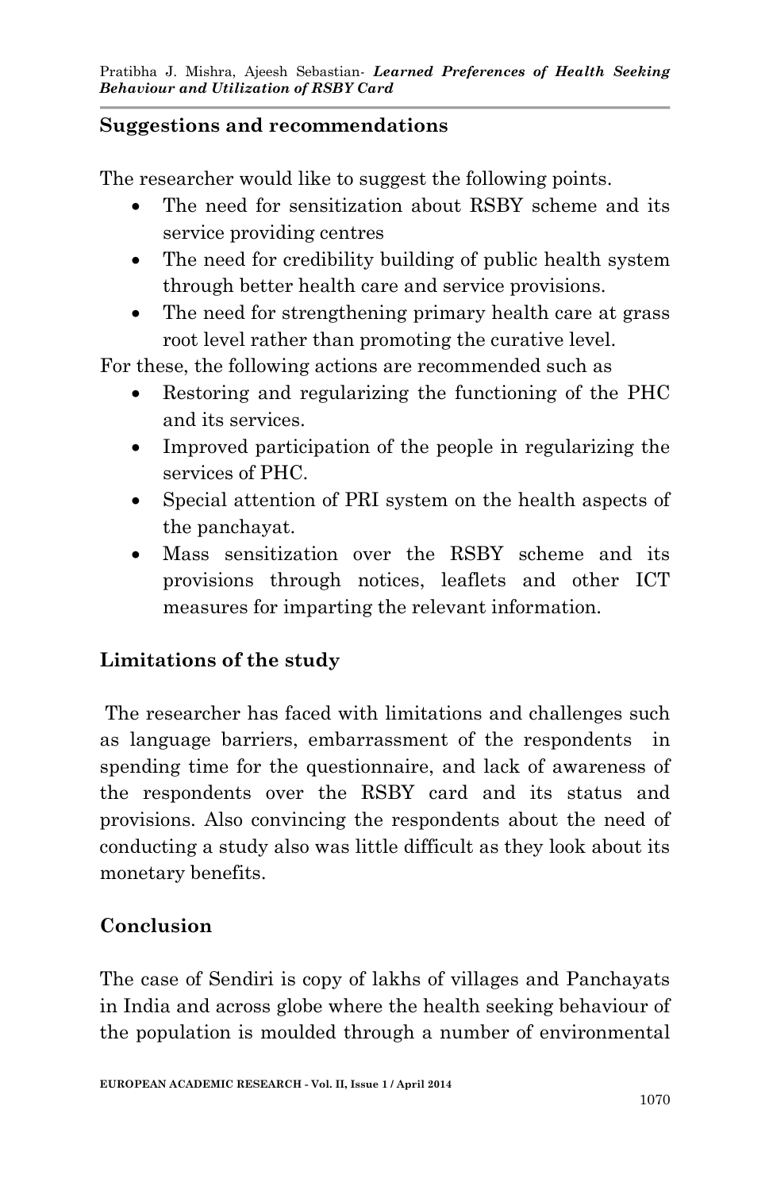## Suggestions and recommendations

The researcher would like to suggest the following points.

- The need for sensitization about RSBY scheme and its service providing centres
- The need for credibility building of public health system through better health care and service provisions.
- The need for strengthening primary health care at grass root level rather than promoting the curative level.

For these, the following actions are recommended such as

- Restoring and regularizing the functioning of the PHC and its services.
- Improved participation of the people in regularizing the services of PHC.
- Special attention of PRI system on the health aspects of the panchayat.
- Mass sensitization over the RSBY scheme and its provisions through notices, leaflets and other ICT measures for imparting the relevant information.

## Limitations of the study

The researcher has faced with limitations and challenges such as language barriers, embarrassment of the respondents in spending time for the questionnaire, and lack of awareness of the respondents over the RSBY card and its status and provisions. Also convincing the respondents about the need of conducting a study also was little difficult as they look about its monetary benefits.

## Conclusion

The case of Sendiri is copy of lakhs of villages and Panchayats in India and across globe where the health seeking behaviour of the population is moulded through a number of environmental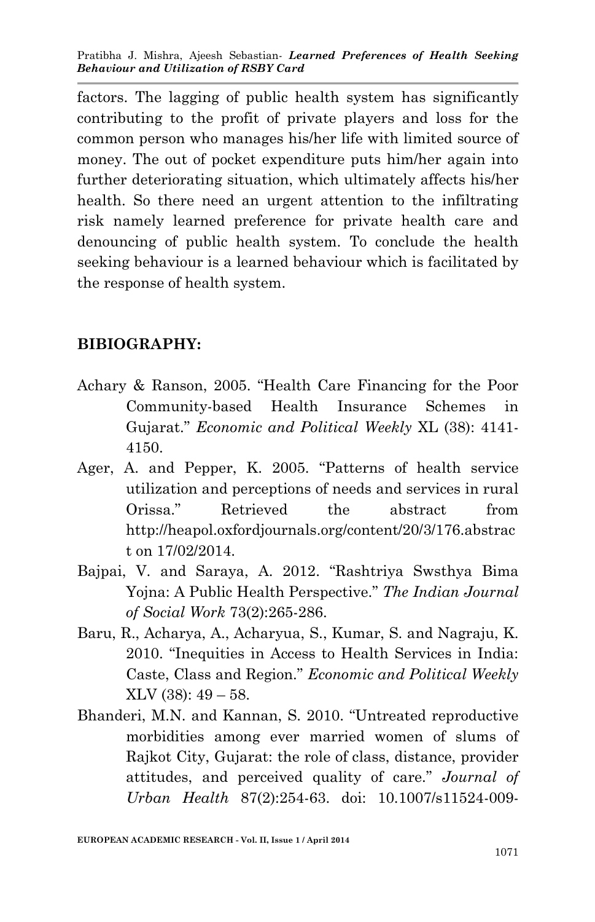factors. The lagging of public health system has significantly contributing to the profit of private players and loss for the common person who manages his/her life with limited source of money. The out of pocket expenditure puts him/her again into further deteriorating situation, which ultimately affects his/her health. So there need an urgent attention to the infiltrating risk namely learned preference for private health care and denouncing of public health system. To conclude the health seeking behaviour is a learned behaviour which is facilitated by the response of health system.

## BIBIOGRAPHY:

Achary & Ranson, 2005. "Health Care Financing for the Poor Community-based Health Insurance Schemes in Gujarat." *Economic and Political Weekly* XL (38): 4141-4150.

Ager, A. and Pepper, K. 2005. "Patterns of health service utilization and perceptions of needs and services in rural Orissa." Retrieved the abstract from http://heapol.oxfordjournals.org/content/20/3/176.abstract on 17/02/2014.

Bajpai, V. and Saraya, A. 2012. "Rashtriya Swsthya Bima Yojna: A Public Health Perspective." *The Indian Journal of Social Work* 73(2):265-286.

Baru, R., Acharya, A., Acharyua, S., Kumar, S. and Nagraju, K. 2010. "Inequities in Access to Health Services in India: Caste, Class and Region." *Economic and Political Weekly* XLV (38): 49 – 58.

Bhanderi, M.N. and Kannan, S. 2010. "Untreated reproductive morbidities among ever married women of slums of Rajkot City, Gujarat: the role of class, distance, provider attitudes, and perceived quality of care." *Journal of Urban Health* 87(2):254-63. doi: 10.1007/s11524-009-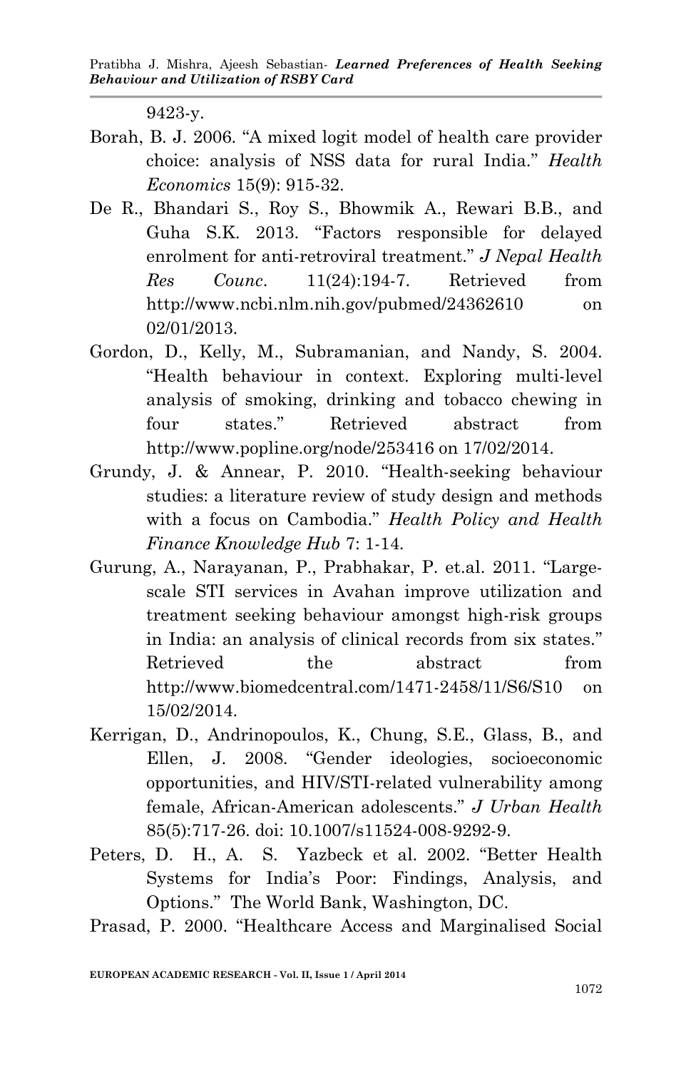9423-y.

Borah, B. J. 2006. "A mixed logit model of health care provider choice: analysis of NSS data for rural India." *Health Economics* 15(9): 915-32.

De R., Bhandari S., Roy S., Bhowmik A., Rewari B.B., and Guha S.K. 2013. "Factors responsible for delayed enrolment for anti-retroviral treatment." *J Nepal Health Res Counc*. 11(24):194-7. Retrieved from http://www.ncbi.nlm.nih.gov/pubmed/24362610 on 02/01/2013.

Gordon, D., Kelly, M., Subramanian, and Nandy, S. 2004. "Health behaviour in context. Exploring multi-level analysis of smoking, drinking and tobacco chewing in four states." Retrieved abstract from http://www.popline.org/node/253416 on 17/02/2014.

Grundy, J. & Annear, P. 2010. "Health-seeking behaviour studies: a literature review of study design and methods with a focus on Cambodia." *Health Policy and Health Finance Knowledge Hub* 7: 1-14.

Gurung, A., Narayanan, P., Prabhakar, P. et.al. 2011. "Large-scale STI services in Avahan improve utilization and treatment seeking behaviour amongst high-risk groups in India: an analysis of clinical records from six states." Retrieved the abstract from http://www.biomedcentral.com/1471-2458/11/S6/S10 on 15/02/2014.

Kerrigan, D., Andrinopoulos, K., Chung, S.E., Glass, B., and Ellen, J. 2008. "Gender ideologies, socioeconomic opportunities, and HIV/STI-related vulnerability among female, African-American adolescents." *J Urban Health* 85(5):717-26. doi: 10.1007/s11524-008-9292-9.

Peters, D. H., A. S. Yazbeck et al. 2002. "Better Health Systems for India's Poor: Findings, Analysis, and Options." The World Bank, Washington, DC.

Prasad, P. 2000. "Healthcare Access and Marginalised Social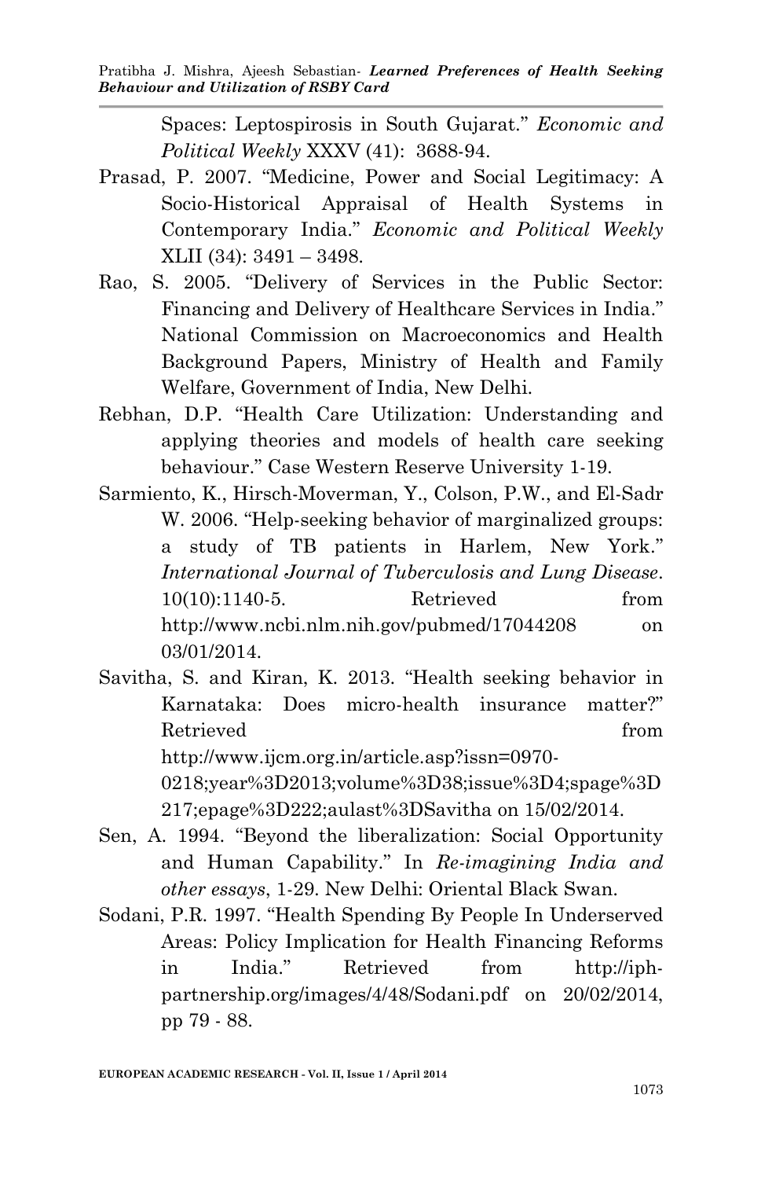Spaces: Leptospirosis in South Gujarat." *Economic and Political Weekly* XXXV (41): 3688-94.

Prasad, P. 2007. "Medicine, Power and Social Legitimacy: A Socio-Historical Appraisal of Health Systems in Contemporary India." *Economic and Political Weekly* XLII (34): 3491 – 3498.

Rao, S. 2005. "Delivery of Services in the Public Sector: Financing and Delivery of Healthcare Services in India." National Commission on Macroeconomics and Health Background Papers, Ministry of Health and Family Welfare, Government of India, New Delhi.

Rebhan, D.P. "Health Care Utilization: Understanding and applying theories and models of health care seeking behaviour." Case Western Reserve University 1-19.

Sarmiento, K., Hirsch-Moverman, Y., Colson, P.W., and El-Sadr W. 2006. "Help-seeking behavior of marginalized groups: a study of TB patients in Harlem, New York." *International Journal of Tuberculosis and Lung Disease*. 10(10):1140-5. Retrieved from http://www.ncbi.nlm.nih.gov/pubmed/17044208 on 03/01/2014.

Savitha, S. and Kiran, K. 2013. "Health seeking behavior in Karnataka: Does micro-health insurance matter?" Retrieved from http://www.ijcm.org.in/article.asp?issn=0970-0218;year%3D2013;volume%3D38;issue%3D4;spage%3D217;epage%3D222;aulast%3DSavitha on 15/02/2014.

Sen, A. 1994. "Beyond the liberalization: Social Opportunity and Human Capability." In *Re-imagining India and other essays*, 1-29. New Delhi: Oriental Black Swan.

Sodani, P.R. 1997. "Health Spending By People In Underserved Areas: Policy Implication for Health Financing Reforms in India." Retrieved from http://iph-partnership.org/images/4/48/Sodani.pdf on 20/02/2014, pp 79 - 88.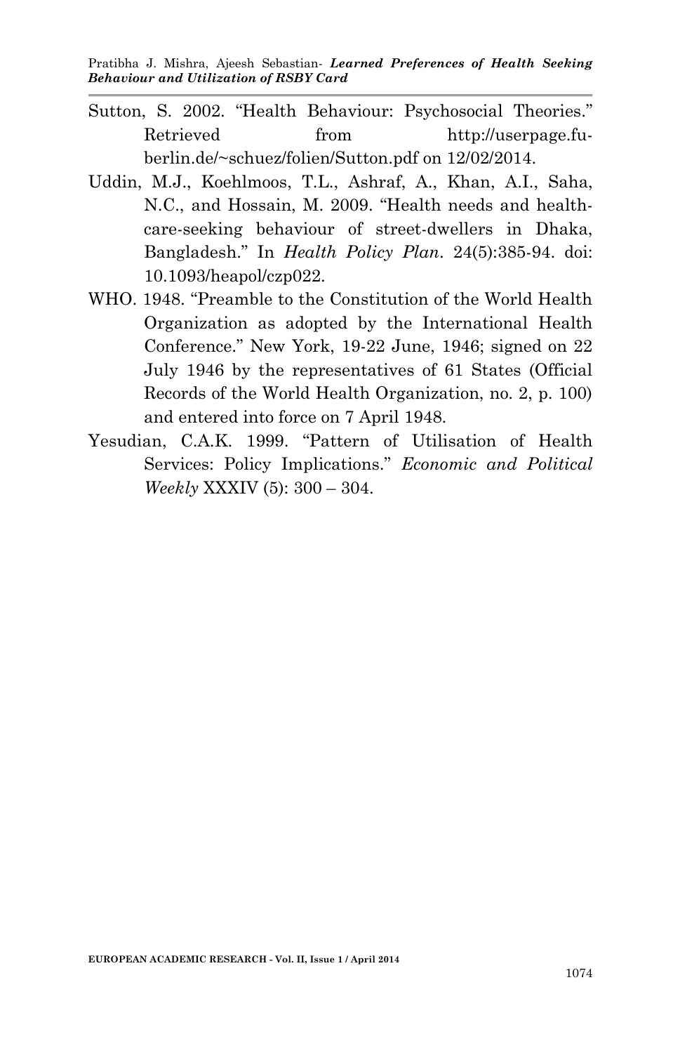Sutton, S. 2002. "Health Behaviour: Psychosocial Theories." Retrieved from http://userpage.fu-berlin.de/~schuez/folien/Sutton.pdf on 12/02/2014.

Uddin, M.J., Koehlmoos, T.L., Ashraf, A., Khan, A.I., Saha, N.C., and Hossain, M. 2009. "Health needs and health-care-seeking behaviour of street-dwellers in Dhaka, Bangladesh." In *Health Policy Plan*. 24(5):385-94. doi: 10.1093/heapol/czp022.

WHO. 1948. "Preamble to the Constitution of the World Health Organization as adopted by the International Health Conference." New York, 19-22 June, 1946; signed on 22 July 1946 by the representatives of 61 States (Official Records of the World Health Organization, no. 2, p. 100) and entered into force on 7 April 1948.

Yesudian, C.A.K. 1999. "Pattern of Utilisation of Health Services: Policy Implications." *Economic and Political Weekly* XXXIV (5): 300 – 304.